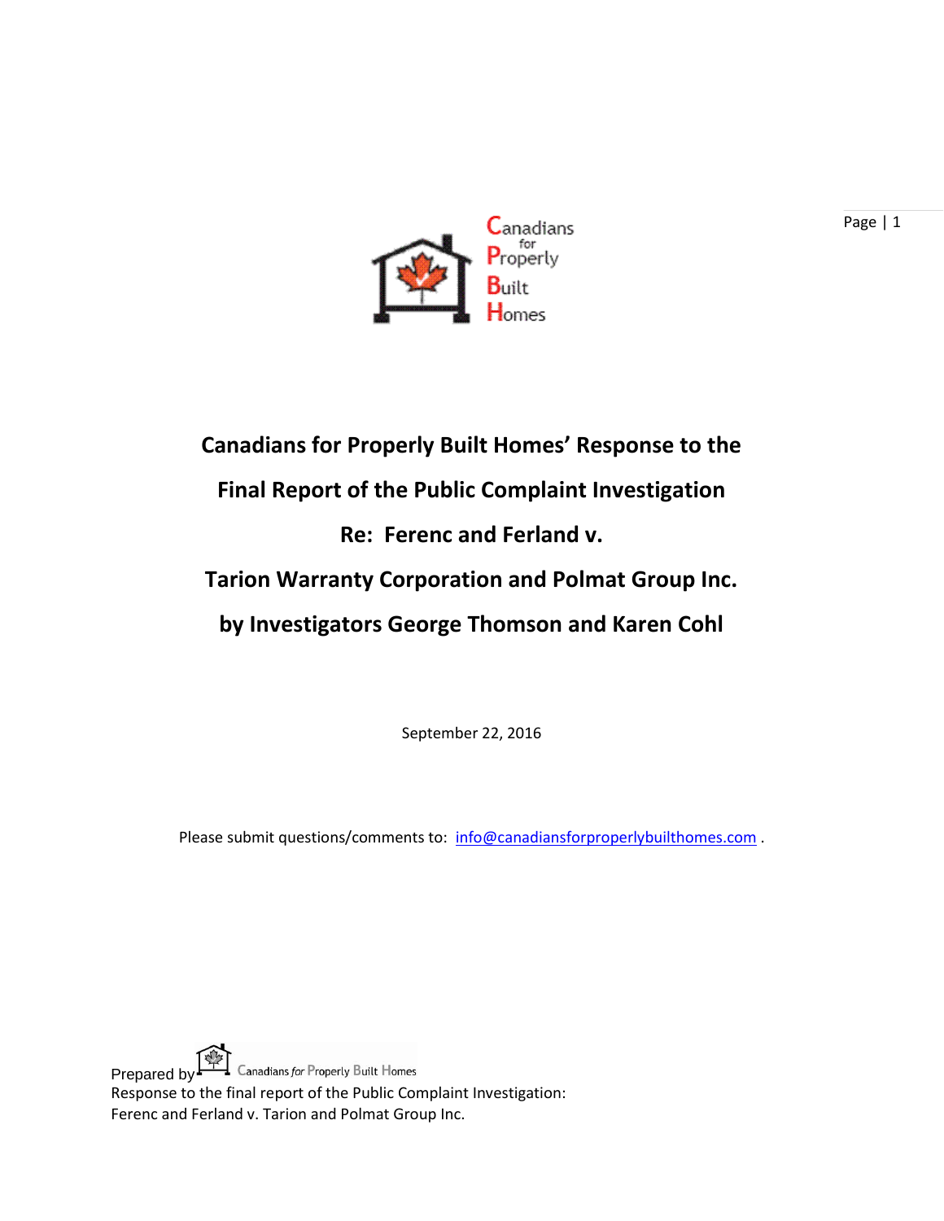Canadians for Properly Built Homes

# Canadians for Properly Built Homes' Response to the Final Report of the Public Complaint Investigation Re: Ferenc and Ferland v. Tarion Warranty Corporation and Polmat Group Inc. by Investigators George Thomson and Karen Cohl

September 22, 2016

Please submit questions/comments to: info@canadiansforproperlybuilthomes.com .

Prepared by Canadians for Properly Built Homes
Response to the final report of the Public Complaint Investigation:
Ferenc and Ferland v. Tarion and Polmat Group Inc.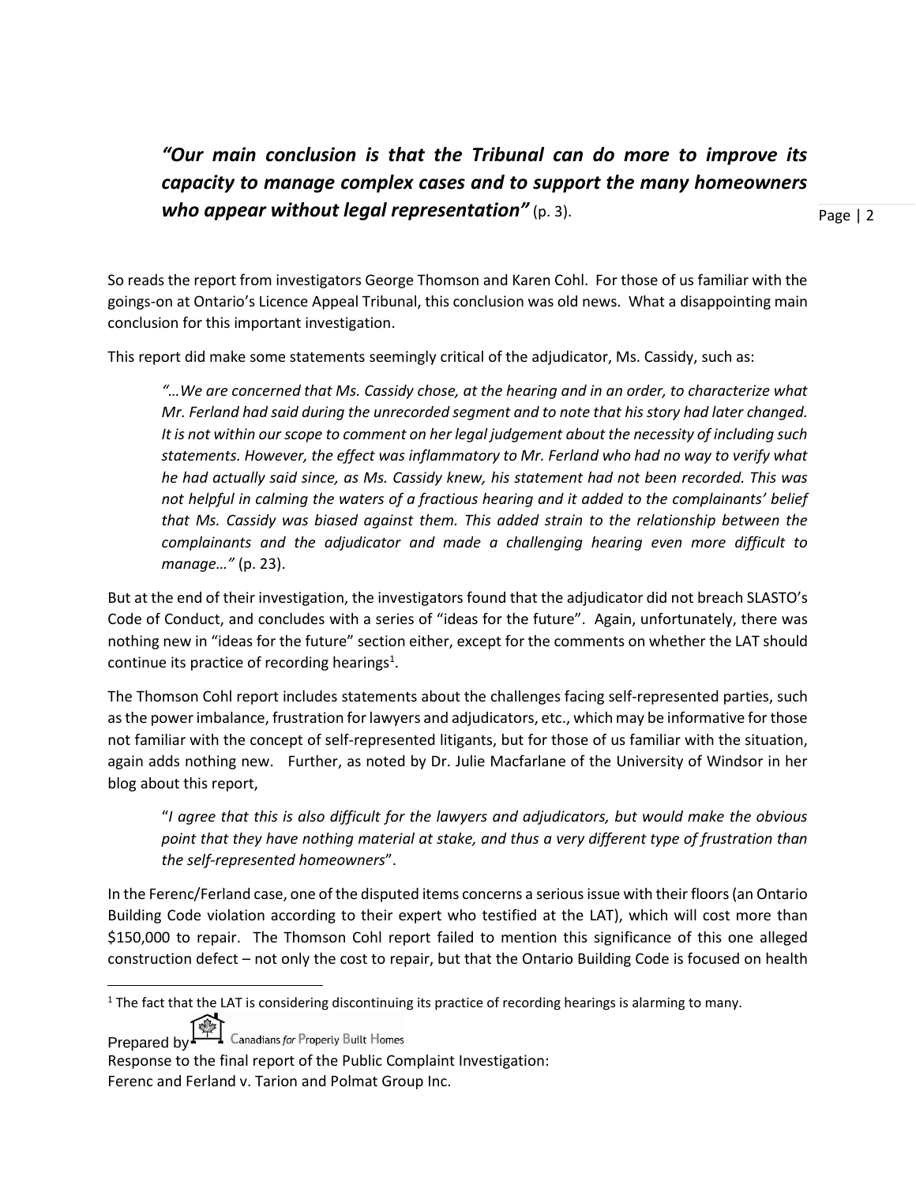***"Our main conclusion is that the Tribunal can do more to improve its capacity to manage complex cases and to support the many homeowners who appear without legal representation"*** (p. 3).

So reads the report from investigators George Thomson and Karen Cohl. For those of us familiar with the goings-on at Ontario's Licence Appeal Tribunal, this conclusion was old news. What a disappointing main conclusion for this important investigation.

This report did make some statements seemingly critical of the adjudicator, Ms. Cassidy, such as:

> *"…We are concerned that Ms. Cassidy chose, at the hearing and in an order, to characterize what Mr. Ferland had said during the unrecorded segment and to note that his story had later changed. It is not within our scope to comment on her legal judgement about the necessity of including such statements. However, the effect was inflammatory to Mr. Ferland who had no way to verify what he had actually said since, as Ms. Cassidy knew, his statement had not been recorded. This was not helpful in calming the waters of a fractious hearing and it added to the complainants' belief that Ms. Cassidy was biased against them. This added strain to the relationship between the complainants and the adjudicator and made a challenging hearing even more difficult to manage…"* (p. 23).

But at the end of their investigation, the investigators found that the adjudicator did not breach SLASTO's Code of Conduct, and concludes with a series of "ideas for the future". Again, unfortunately, there was nothing new in "ideas for the future" section either, except for the comments on whether the LAT should continue its practice of recording hearings[1].

The Thomson Cohl report includes statements about the challenges facing self-represented parties, such as the power imbalance, frustration for lawyers and adjudicators, etc., which may be informative for those not familiar with the concept of self-represented litigants, but for those of us familiar with the situation, again adds nothing new. Further, as noted by Dr. Julie Macfarlane of the University of Windsor in her blog about this report,

> "*I agree that this is also difficult for the lawyers and adjudicators, but would make the obvious point that they have nothing material at stake, and thus a very different type of frustration than the self-represented homeowners*".

In the Ferenc/Ferland case, one of the disputed items concerns a serious issue with their floors (an Ontario Building Code violation according to their expert who testified at the LAT), which will cost more than $150,000 to repair. The Thomson Cohl report failed to mention this significance of this one alleged construction defect – not only the cost to repair, but that the Ontario Building Code is focused on health

[1] The fact that the LAT is considering discontinuing its practice of recording hearings is alarming to many.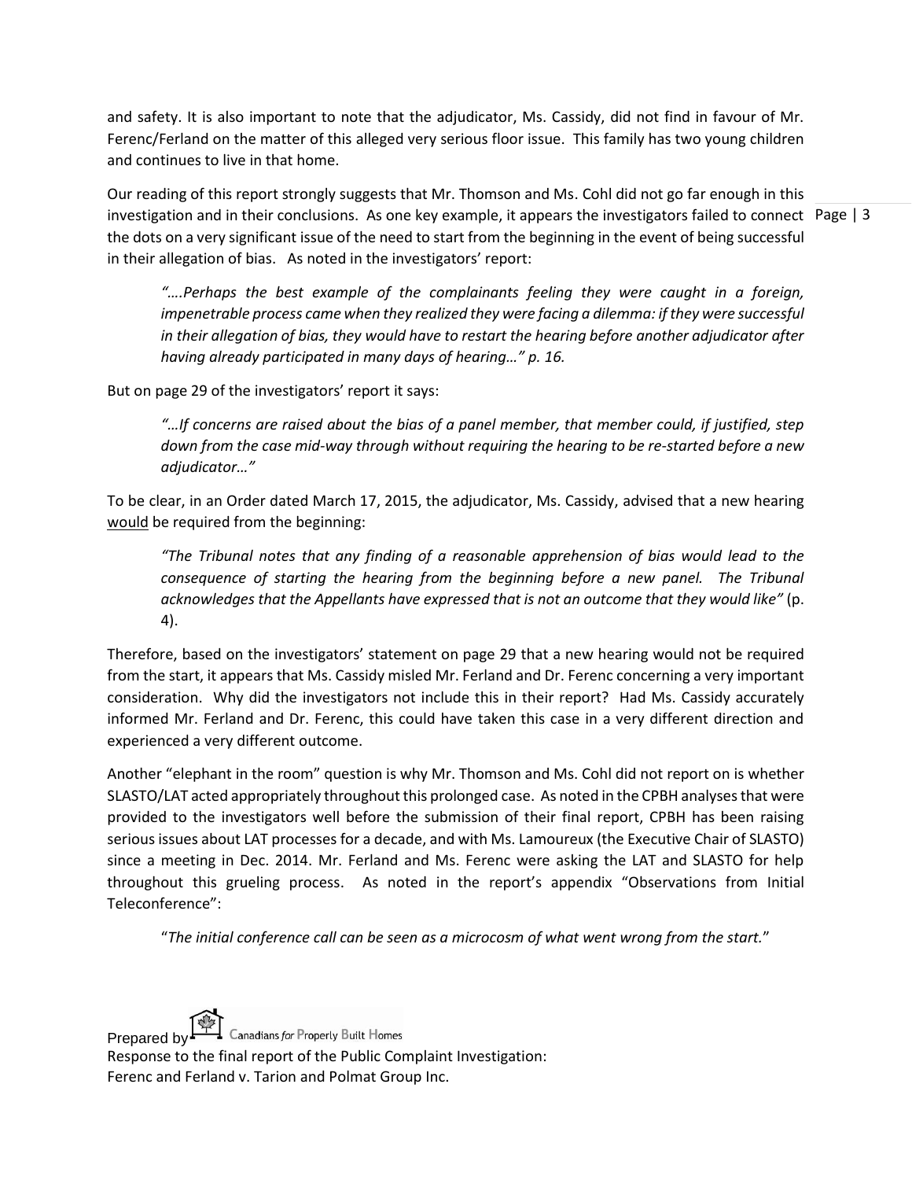and safety. It is also important to note that the adjudicator, Ms. Cassidy, did not find in favour of Mr. Ferenc/Ferland on the matter of this alleged very serious floor issue. This family has two young children and continues to live in that home.

Our reading of this report strongly suggests that Mr. Thomson and Ms. Cohl did not go far enough in this investigation and in their conclusions. As one key example, it appears the investigators failed to connect the dots on a very significant issue of the need to start from the beginning in the event of being successful in their allegation of bias. As noted in the investigators' report:

> *"….Perhaps the best example of the complainants feeling they were caught in a foreign, impenetrable process came when they realized they were facing a dilemma: if they were successful in their allegation of bias, they would have to restart the hearing before another adjudicator after having already participated in many days of hearing…" p. 16.*

But on page 29 of the investigators' report it says:

> *"…If concerns are raised about the bias of a panel member, that member could, if justified, step down from the case mid-way through without requiring the hearing to be re-started before a new adjudicator…"*

To be clear, in an Order dated March 17, 2015, the adjudicator, Ms. Cassidy, advised that a new hearing would be required from the beginning:

> *"The Tribunal notes that any finding of a reasonable apprehension of bias would lead to the consequence of starting the hearing from the beginning before a new panel. The Tribunal acknowledges that the Appellants have expressed that is not an outcome that they would like"* (p. 4).

Therefore, based on the investigators' statement on page 29 that a new hearing would not be required from the start, it appears that Ms. Cassidy misled Mr. Ferland and Dr. Ferenc concerning a very important consideration. Why did the investigators not include this in their report? Had Ms. Cassidy accurately informed Mr. Ferland and Dr. Ferenc, this could have taken this case in a very different direction and experienced a very different outcome.

Another "elephant in the room" question is why Mr. Thomson and Ms. Cohl did not report on is whether SLASTO/LAT acted appropriately throughout this prolonged case. As noted in the CPBH analyses that were provided to the investigators well before the submission of their final report, CPBH has been raising serious issues about LAT processes for a decade, and with Ms. Lamoureux (the Executive Chair of SLASTO) since a meeting in Dec. 2014. Mr. Ferland and Ms. Ferenc were asking the LAT and SLASTO for help throughout this grueling process. As noted in the report's appendix "Observations from Initial Teleconference":

> "*The initial conference call can be seen as a microcosm of what went wrong from the start.*"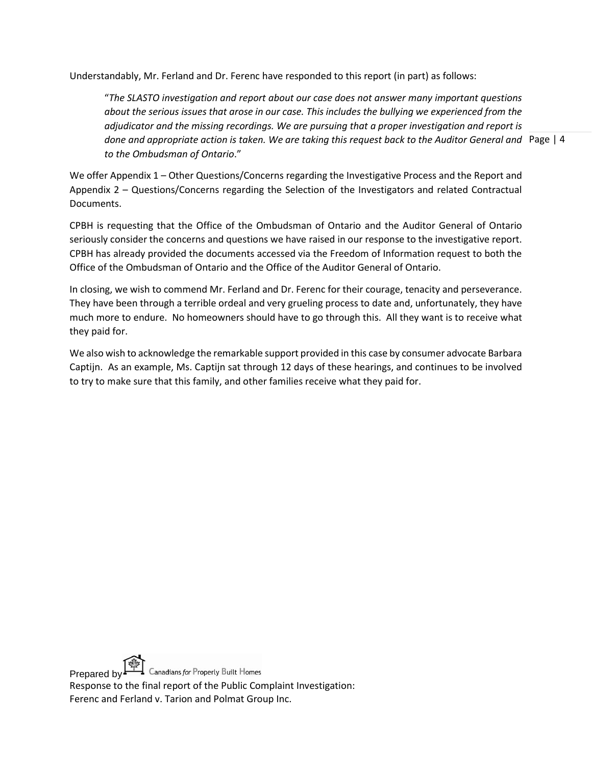Understandably, Mr. Ferland and Dr. Ferenc have responded to this report (in part) as follows:

> "*The SLASTO investigation and report about our case does not answer many important questions about the serious issues that arose in our case. This includes the bullying we experienced from the adjudicator and the missing recordings. We are pursuing that a proper investigation and report is done and appropriate action is taken. We are taking this request back to the Auditor General and to the Ombudsman of Ontario*."

We offer Appendix 1 – Other Questions/Concerns regarding the Investigative Process and the Report and Appendix 2 – Questions/Concerns regarding the Selection of the Investigators and related Contractual Documents.

CPBH is requesting that the Office of the Ombudsman of Ontario and the Auditor General of Ontario seriously consider the concerns and questions we have raised in our response to the investigative report. CPBH has already provided the documents accessed via the Freedom of Information request to both the Office of the Ombudsman of Ontario and the Office of the Auditor General of Ontario.

In closing, we wish to commend Mr. Ferland and Dr. Ferenc for their courage, tenacity and perseverance. They have been through a terrible ordeal and very grueling process to date and, unfortunately, they have much more to endure. No homeowners should have to go through this. All they want is to receive what they paid for.

We also wish to acknowledge the remarkable support provided in this case by consumer advocate Barbara Captijn. As an example, Ms. Captijn sat through 12 days of these hearings, and continues to be involved to try to make sure that this family, and other families receive what they paid for.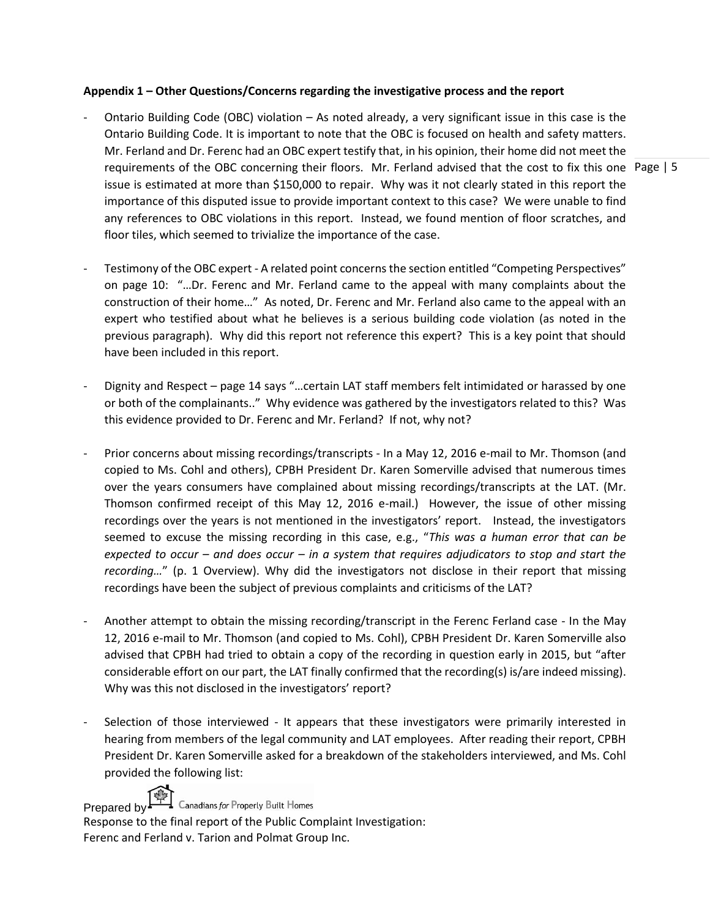**Appendix 1 – Other Questions/Concerns regarding the investigative process and the report**

- Ontario Building Code (OBC) violation – As noted already, a very significant issue in this case is the Ontario Building Code. It is important to note that the OBC is focused on health and safety matters. Mr. Ferland and Dr. Ferenc had an OBC expert testify that, in his opinion, their home did not meet the requirements of the OBC concerning their floors. Mr. Ferland advised that the cost to fix this one issue is estimated at more than $150,000 to repair. Why was it not clearly stated in this report the importance of this disputed issue to provide important context to this case? We were unable to find any references to OBC violations in this report. Instead, we found mention of floor scratches, and floor tiles, which seemed to trivialize the importance of the case.

- Testimony of the OBC expert - A related point concerns the section entitled "Competing Perspectives" on page 10: "…Dr. Ferenc and Mr. Ferland came to the appeal with many complaints about the construction of their home…" As noted, Dr. Ferenc and Mr. Ferland also came to the appeal with an expert who testified about what he believes is a serious building code violation (as noted in the previous paragraph). Why did this report not reference this expert? This is a key point that should have been included in this report.

- Dignity and Respect – page 14 says "…certain LAT staff members felt intimidated or harassed by one or both of the complainants.." Why evidence was gathered by the investigators related to this? Was this evidence provided to Dr. Ferenc and Mr. Ferland? If not, why not?

- Prior concerns about missing recordings/transcripts - In a May 12, 2016 e-mail to Mr. Thomson (and copied to Ms. Cohl and others), CPBH President Dr. Karen Somerville advised that numerous times over the years consumers have complained about missing recordings/transcripts at the LAT. (Mr. Thomson confirmed receipt of this May 12, 2016 e-mail.) However, the issue of other missing recordings over the years is not mentioned in the investigators' report. Instead, the investigators seemed to excuse the missing recording in this case, e.g., "*This was a human error that can be expected to occur – and does occur – in a system that requires adjudicators to stop and start the recording…*" (p. 1 Overview). Why did the investigators not disclose in their report that missing recordings have been the subject of previous complaints and criticisms of the LAT?

- Another attempt to obtain the missing recording/transcript in the Ferenc Ferland case - In the May 12, 2016 e-mail to Mr. Thomson (and copied to Ms. Cohl), CPBH President Dr. Karen Somerville also advised that CPBH had tried to obtain a copy of the recording in question early in 2015, but "after considerable effort on our part, the LAT finally confirmed that the recording(s) is/are indeed missing). Why was this not disclosed in the investigators' report?

- Selection of those interviewed - It appears that these investigators were primarily interested in hearing from members of the legal community and LAT employees. After reading their report, CPBH President Dr. Karen Somerville asked for a breakdown of the stakeholders interviewed, and Ms. Cohl provided the following list: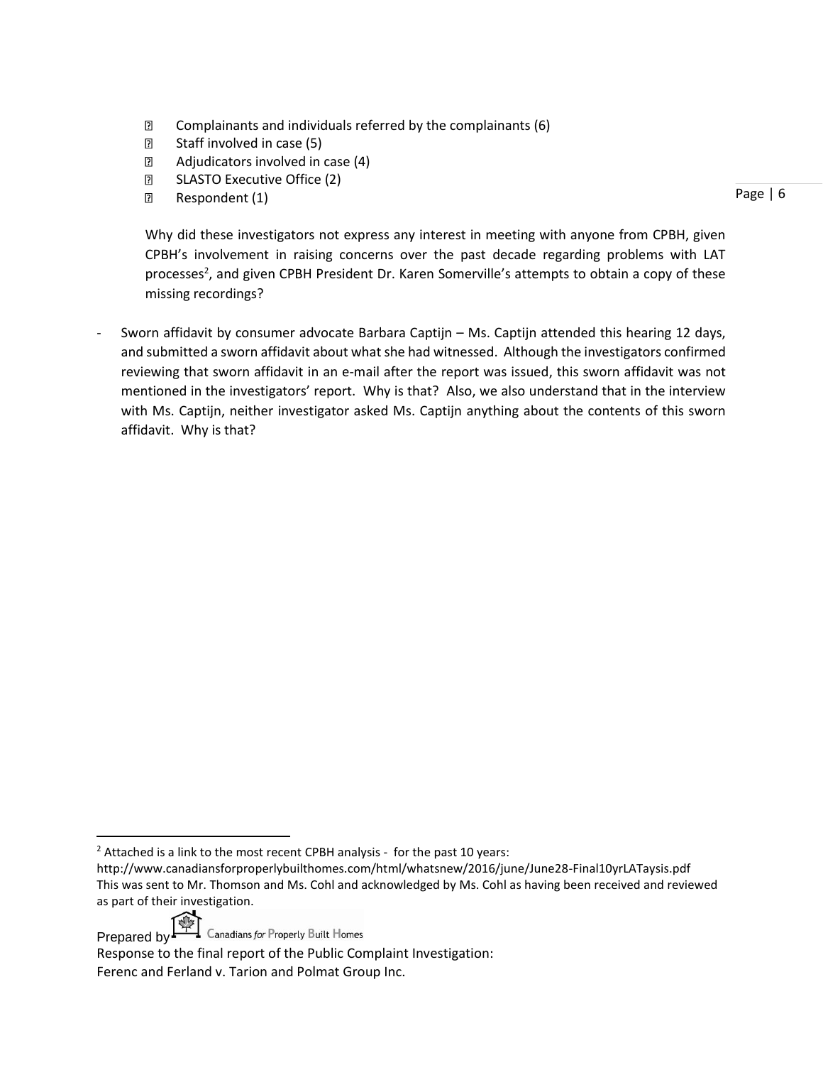- Complainants and individuals referred by the complainants (6)
- Staff involved in case (5)
- Adjudicators involved in case (4)
- SLASTO Executive Office (2)
- Respondent (1)

  Why did these investigators not express any interest in meeting with anyone from CPBH, given CPBH's involvement in raising concerns over the past decade regarding problems with LAT processes[2], and given CPBH President Dr. Karen Somerville's attempts to obtain a copy of these missing recordings?

- Sworn affidavit by consumer advocate Barbara Captijn – Ms. Captijn attended this hearing 12 days, and submitted a sworn affidavit about what she had witnessed. Although the investigators confirmed reviewing that sworn affidavit in an e-mail after the report was issued, this sworn affidavit was not mentioned in the investigators' report. Why is that? Also, we also understand that in the interview with Ms. Captijn, neither investigator asked Ms. Captijn anything about the contents of this sworn affidavit. Why is that?

---

[2] Attached is a link to the most recent CPBH analysis - for the past 10 years: http://www.canadiansforproperlybuilthomes.com/html/whatsnew/2016/june/June28-Final10yrLATaysis.pdf This was sent to Mr. Thomson and Ms. Cohl and acknowledged by Ms. Cohl as having been received and reviewed as part of their investigation.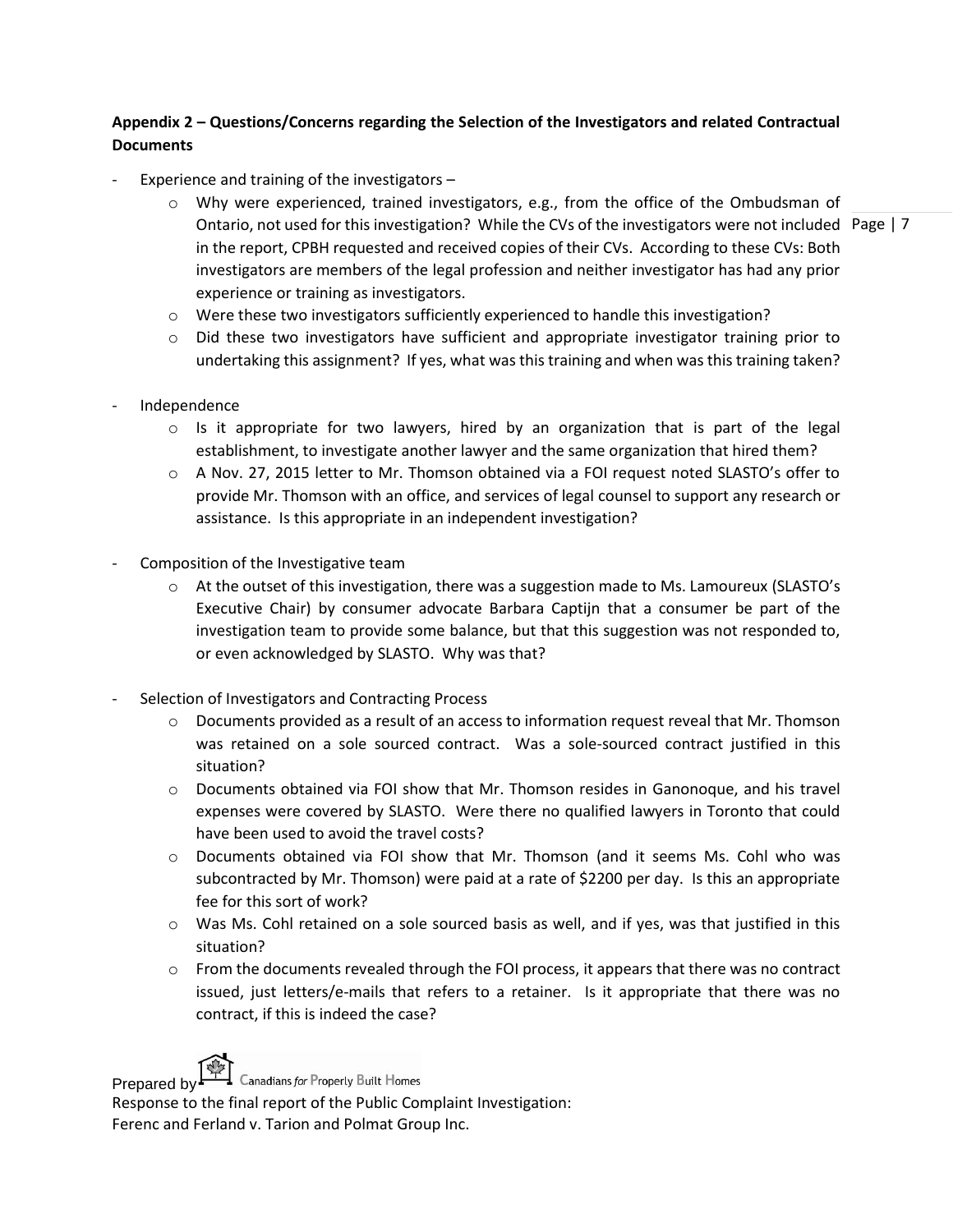**Appendix 2 – Questions/Concerns regarding the Selection of the Investigators and related Contractual Documents**

- Experience and training of the investigators –
  - Why were experienced, trained investigators, e.g., from the office of the Ombudsman of Ontario, not used for this investigation? While the CVs of the investigators were not included in the report, CPBH requested and received copies of their CVs. According to these CVs: Both investigators are members of the legal profession and neither investigator has had any prior experience or training as investigators.
  - Were these two investigators sufficiently experienced to handle this investigation?
  - Did these two investigators have sufficient and appropriate investigator training prior to undertaking this assignment? If yes, what was this training and when was this training taken?

- Independence
  - Is it appropriate for two lawyers, hired by an organization that is part of the legal establishment, to investigate another lawyer and the same organization that hired them?
  - A Nov. 27, 2015 letter to Mr. Thomson obtained via a FOI request noted SLASTO's offer to provide Mr. Thomson with an office, and services of legal counsel to support any research or assistance. Is this appropriate in an independent investigation?

- Composition of the Investigative team
  - At the outset of this investigation, there was a suggestion made to Ms. Lamoureux (SLASTO's Executive Chair) by consumer advocate Barbara Captijn that a consumer be part of the investigation team to provide some balance, but that this suggestion was not responded to, or even acknowledged by SLASTO. Why was that?

- Selection of Investigators and Contracting Process
  - Documents provided as a result of an access to information request reveal that Mr. Thomson was retained on a sole sourced contract. Was a sole-sourced contract justified in this situation?
  - Documents obtained via FOI show that Mr. Thomson resides in Ganonoque, and his travel expenses were covered by SLASTO. Were there no qualified lawyers in Toronto that could have been used to avoid the travel costs?
  - Documents obtained via FOI show that Mr. Thomson (and it seems Ms. Cohl who was subcontracted by Mr. Thomson) were paid at a rate of $2200 per day. Is this an appropriate fee for this sort of work?
  - Was Ms. Cohl retained on a sole sourced basis as well, and if yes, was that justified in this situation?
  - From the documents revealed through the FOI process, it appears that there was no contract issued, just letters/e-mails that refers to a retainer. Is it appropriate that there was no contract, if this is indeed the case?

Prepared by Canadians for Properly Built Homes
Response to the final report of the Public Complaint Investigation:
Ferenc and Ferland v. Tarion and Polmat Group Inc.